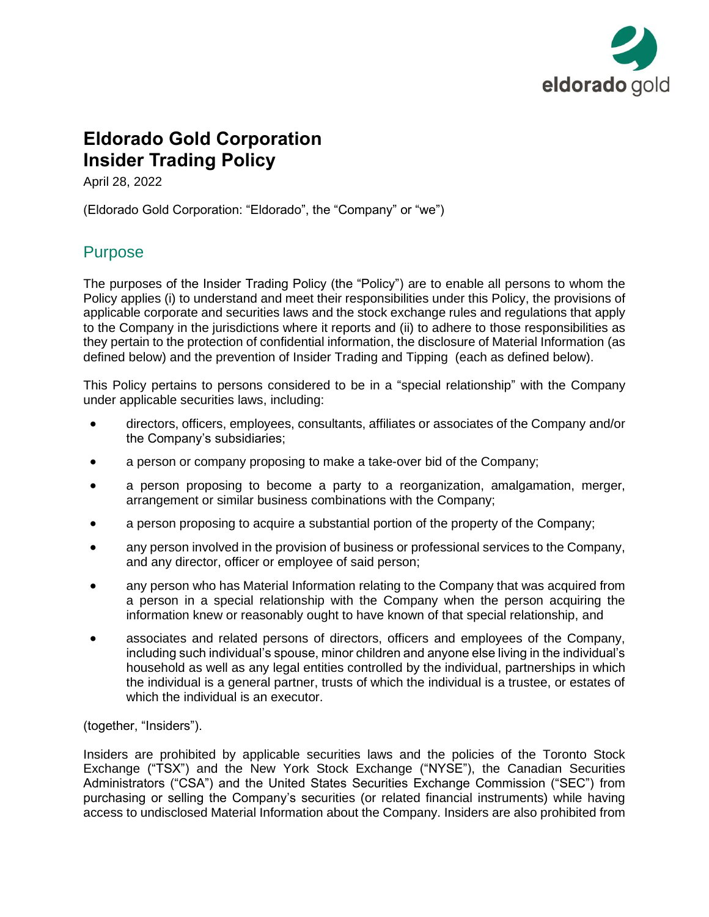# Eldorado Gold Corporation
# Insider Trading Policy

April 28, 2022

(Eldorado Gold Corporation: "Eldorado", the "Company" or "we")

## Purpose

The purposes of the Insider Trading Policy (the "Policy") are to enable all persons to whom the Policy applies (i) to understand and meet their responsibilities under this Policy, the provisions of applicable corporate and securities laws and the stock exchange rules and regulations that apply to the Company in the jurisdictions where it reports and (ii) to adhere to those responsibilities as they pertain to the protection of confidential information, the disclosure of Material Information (as defined below) and the prevention of Insider Trading and Tipping (each as defined below).

This Policy pertains to persons considered to be in a "special relationship" with the Company under applicable securities laws, including:

- directors, officers, employees, consultants, affiliates or associates of the Company and/or the Company's subsidiaries;
- a person or company proposing to make a take-over bid of the Company;
- a person proposing to become a party to a reorganization, amalgamation, merger, arrangement or similar business combinations with the Company;
- a person proposing to acquire a substantial portion of the property of the Company;
- any person involved in the provision of business or professional services to the Company, and any director, officer or employee of said person;
- any person who has Material Information relating to the Company that was acquired from a person in a special relationship with the Company when the person acquiring the information knew or reasonably ought to have known of that special relationship, and
- associates and related persons of directors, officers and employees of the Company, including such individual's spouse, minor children and anyone else living in the individual's household as well as any legal entities controlled by the individual, partnerships in which the individual is a general partner, trusts of which the individual is a trustee, or estates of which the individual is an executor.

(together, "Insiders").

Insiders are prohibited by applicable securities laws and the policies of the Toronto Stock Exchange ("TSX") and the New York Stock Exchange ("NYSE"), the Canadian Securities Administrators ("CSA") and the United States Securities Exchange Commission ("SEC") from purchasing or selling the Company's securities (or related financial instruments) while having access to undisclosed Material Information about the Company. Insiders are also prohibited from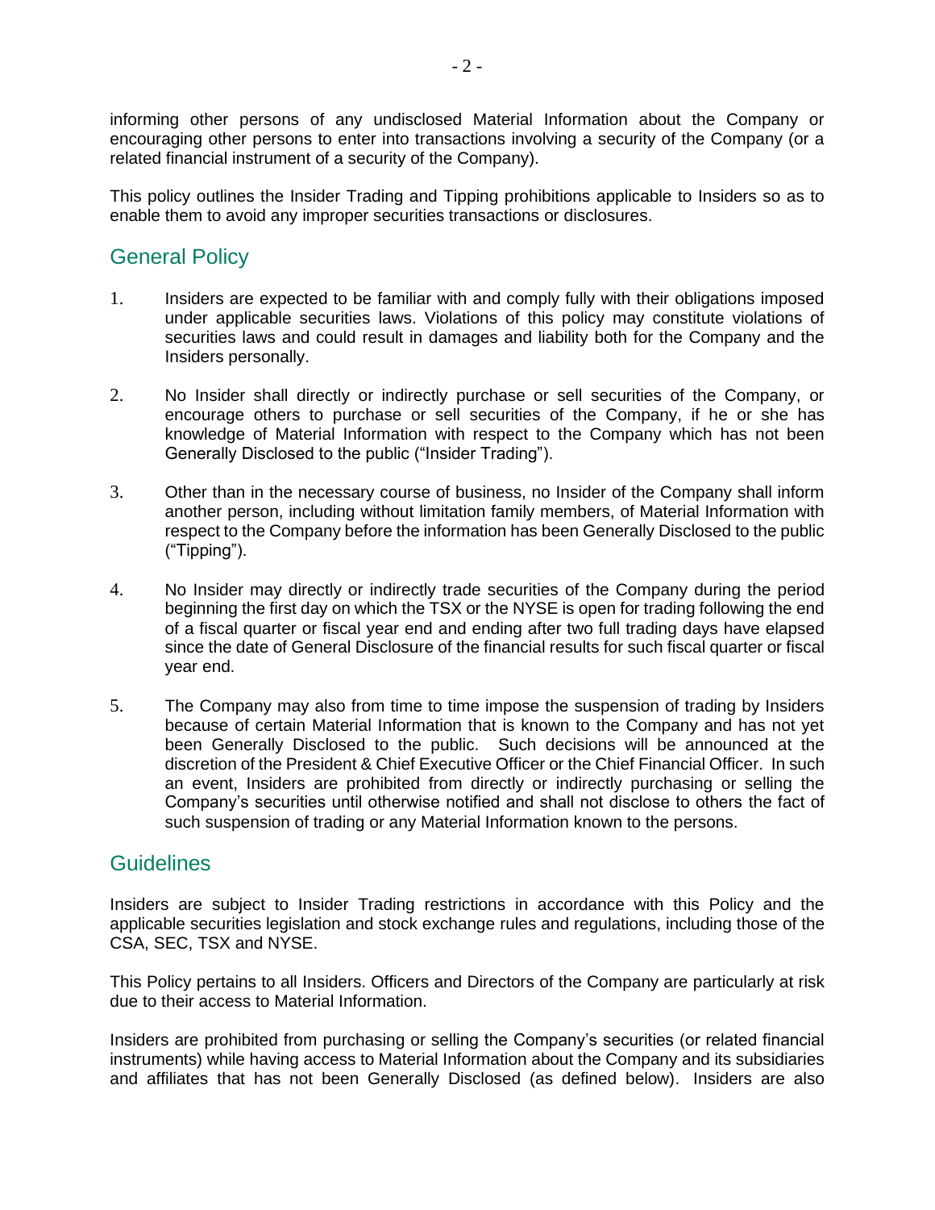informing other persons of any undisclosed Material Information about the Company or encouraging other persons to enter into transactions involving a security of the Company (or a related financial instrument of a security of the Company).

This policy outlines the Insider Trading and Tipping prohibitions applicable to Insiders so as to enable them to avoid any improper securities transactions or disclosures.

## General Policy

1. Insiders are expected to be familiar with and comply fully with their obligations imposed under applicable securities laws. Violations of this policy may constitute violations of securities laws and could result in damages and liability both for the Company and the Insiders personally.

2. No Insider shall directly or indirectly purchase or sell securities of the Company, or encourage others to purchase or sell securities of the Company, if he or she has knowledge of Material Information with respect to the Company which has not been Generally Disclosed to the public ("Insider Trading").

3. Other than in the necessary course of business, no Insider of the Company shall inform another person, including without limitation family members, of Material Information with respect to the Company before the information has been Generally Disclosed to the public ("Tipping").

4. No Insider may directly or indirectly trade securities of the Company during the period beginning the first day on which the TSX or the NYSE is open for trading following the end of a fiscal quarter or fiscal year end and ending after two full trading days have elapsed since the date of General Disclosure of the financial results for such fiscal quarter or fiscal year end.

5. The Company may also from time to time impose the suspension of trading by Insiders because of certain Material Information that is known to the Company and has not yet been Generally Disclosed to the public. Such decisions will be announced at the discretion of the President & Chief Executive Officer or the Chief Financial Officer. In such an event, Insiders are prohibited from directly or indirectly purchasing or selling the Company's securities until otherwise notified and shall not disclose to others the fact of such suspension of trading or any Material Information known to the persons.

## Guidelines

Insiders are subject to Insider Trading restrictions in accordance with this Policy and the applicable securities legislation and stock exchange rules and regulations, including those of the CSA, SEC, TSX and NYSE.

This Policy pertains to all Insiders. Officers and Directors of the Company are particularly at risk due to their access to Material Information.

Insiders are prohibited from purchasing or selling the Company's securities (or related financial instruments) while having access to Material Information about the Company and its subsidiaries and affiliates that has not been Generally Disclosed (as defined below). Insiders are also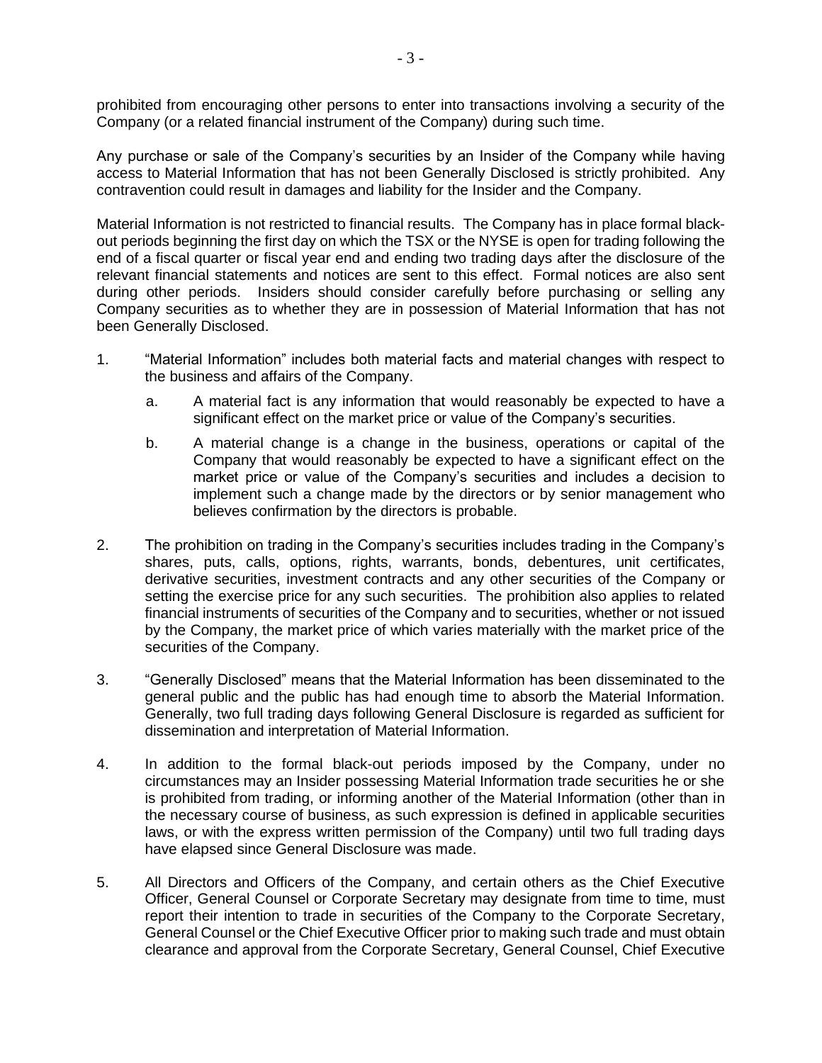prohibited from encouraging other persons to enter into transactions involving a security of the Company (or a related financial instrument of the Company) during such time.

Any purchase or sale of the Company's securities by an Insider of the Company while having access to Material Information that has not been Generally Disclosed is strictly prohibited. Any contravention could result in damages and liability for the Insider and the Company.

Material Information is not restricted to financial results. The Company has in place formal black-out periods beginning the first day on which the TSX or the NYSE is open for trading following the end of a fiscal quarter or fiscal year end and ending two trading days after the disclosure of the relevant financial statements and notices are sent to this effect. Formal notices are also sent during other periods. Insiders should consider carefully before purchasing or selling any Company securities as to whether they are in possession of Material Information that has not been Generally Disclosed.

1. "Material Information" includes both material facts and material changes with respect to the business and affairs of the Company.
   a. A material fact is any information that would reasonably be expected to have a significant effect on the market price or value of the Company's securities.
   b. A material change is a change in the business, operations or capital of the Company that would reasonably be expected to have a significant effect on the market price or value of the Company's securities and includes a decision to implement such a change made by the directors or by senior management who believes confirmation by the directors is probable.
2. The prohibition on trading in the Company's securities includes trading in the Company's shares, puts, calls, options, rights, warrants, bonds, debentures, unit certificates, derivative securities, investment contracts and any other securities of the Company or setting the exercise price for any such securities. The prohibition also applies to related financial instruments of securities of the Company and to securities, whether or not issued by the Company, the market price of which varies materially with the market price of the securities of the Company.
3. "Generally Disclosed" means that the Material Information has been disseminated to the general public and the public has had enough time to absorb the Material Information. Generally, two full trading days following General Disclosure is regarded as sufficient for dissemination and interpretation of Material Information.
4. In addition to the formal black-out periods imposed by the Company, under no circumstances may an Insider possessing Material Information trade securities he or she is prohibited from trading, or informing another of the Material Information (other than in the necessary course of business, as such expression is defined in applicable securities laws, or with the express written permission of the Company) until two full trading days have elapsed since General Disclosure was made.
5. All Directors and Officers of the Company, and certain others as the Chief Executive Officer, General Counsel or Corporate Secretary may designate from time to time, must report their intention to trade in securities of the Company to the Corporate Secretary, General Counsel or the Chief Executive Officer prior to making such trade and must obtain clearance and approval from the Corporate Secretary, General Counsel, Chief Executive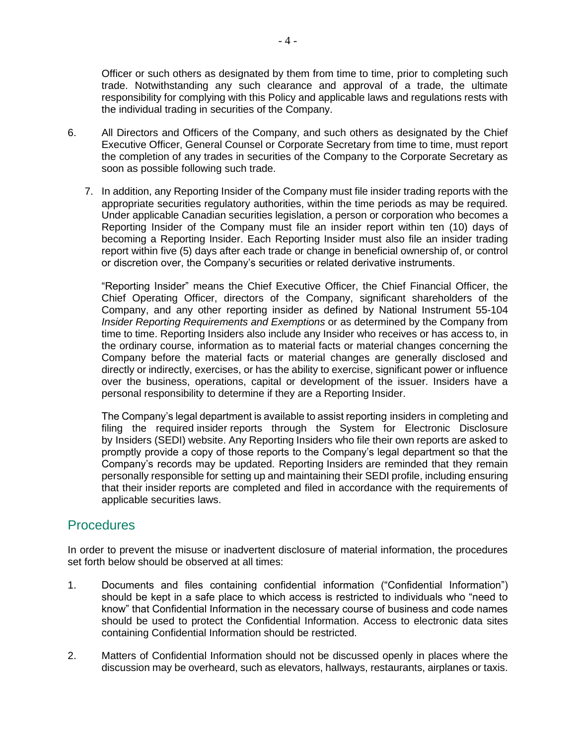Officer or such others as designated by them from time to time, prior to completing such trade. Notwithstanding any such clearance and approval of a trade, the ultimate responsibility for complying with this Policy and applicable laws and regulations rests with the individual trading in securities of the Company.

6. All Directors and Officers of the Company, and such others as designated by the Chief Executive Officer, General Counsel or Corporate Secretary from time to time, must report the completion of any trades in securities of the Company to the Corporate Secretary as soon as possible following such trade.

7. In addition, any Reporting Insider of the Company must file insider trading reports with the appropriate securities regulatory authorities, within the time periods as may be required. Under applicable Canadian securities legislation, a person or corporation who becomes a Reporting Insider of the Company must file an insider report within ten (10) days of becoming a Reporting Insider. Each Reporting Insider must also file an insider trading report within five (5) days after each trade or change in beneficial ownership of, or control or discretion over, the Company's securities or related derivative instruments.

   "Reporting Insider" means the Chief Executive Officer, the Chief Financial Officer, the Chief Operating Officer, directors of the Company, significant shareholders of the Company, and any other reporting insider as defined by National Instrument 55-104 *Insider Reporting Requirements and Exemptions* or as determined by the Company from time to time. Reporting Insiders also include any Insider who receives or has access to, in the ordinary course, information as to material facts or material changes concerning the Company before the material facts or material changes are generally disclosed and directly or indirectly, exercises, or has the ability to exercise, significant power or influence over the business, operations, capital or development of the issuer. Insiders have a personal responsibility to determine if they are a Reporting Insider.

   The Company's legal department is available to assist reporting insiders in completing and filing the required insider reports through the System for Electronic Disclosure by Insiders (SEDI) website. Any Reporting Insiders who file their own reports are asked to promptly provide a copy of those reports to the Company's legal department so that the Company's records may be updated. Reporting Insiders are reminded that they remain personally responsible for setting up and maintaining their SEDI profile, including ensuring that their insider reports are completed and filed in accordance with the requirements of applicable securities laws.

## Procedures

In order to prevent the misuse or inadvertent disclosure of material information, the procedures set forth below should be observed at all times:

1. Documents and files containing confidential information ("Confidential Information") should be kept in a safe place to which access is restricted to individuals who "need to know" that Confidential Information in the necessary course of business and code names should be used to protect the Confidential Information. Access to electronic data sites containing Confidential Information should be restricted.

2. Matters of Confidential Information should not be discussed openly in places where the discussion may be overheard, such as elevators, hallways, restaurants, airplanes or taxis.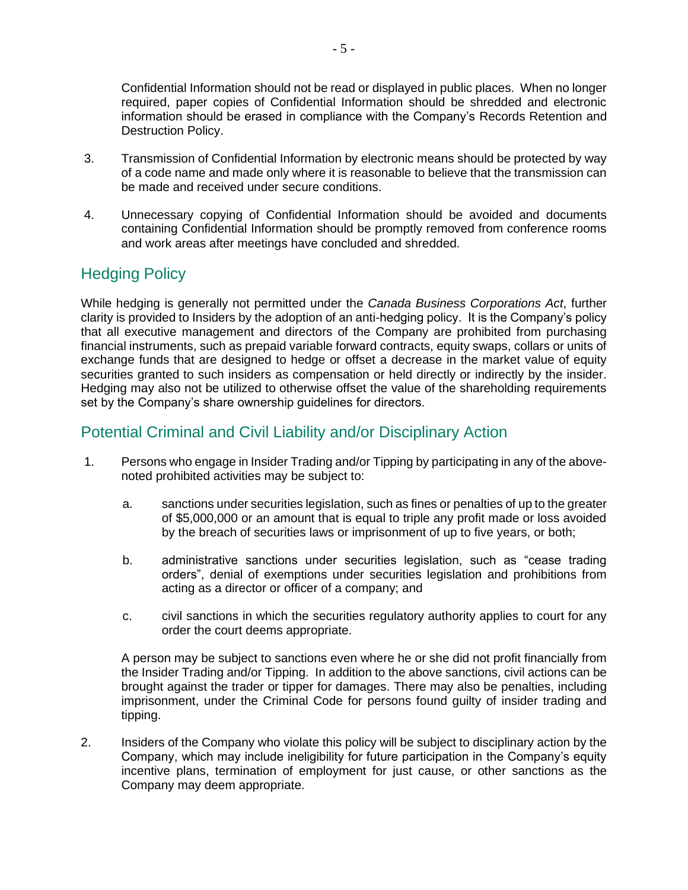Confidential Information should not be read or displayed in public places. When no longer required, paper copies of Confidential Information should be shredded and electronic information should be erased in compliance with the Company's Records Retention and Destruction Policy.

3. Transmission of Confidential Information by electronic means should be protected by way of a code name and made only where it is reasonable to believe that the transmission can be made and received under secure conditions.

4. Unnecessary copying of Confidential Information should be avoided and documents containing Confidential Information should be promptly removed from conference rooms and work areas after meetings have concluded and shredded.

## Hedging Policy

While hedging is generally not permitted under the *Canada Business Corporations Act*, further clarity is provided to Insiders by the adoption of an anti-hedging policy. It is the Company's policy that all executive management and directors of the Company are prohibited from purchasing financial instruments, such as prepaid variable forward contracts, equity swaps, collars or units of exchange funds that are designed to hedge or offset a decrease in the market value of equity securities granted to such insiders as compensation or held directly or indirectly by the insider. Hedging may also not be utilized to otherwise offset the value of the shareholding requirements set by the Company's share ownership guidelines for directors.

## Potential Criminal and Civil Liability and/or Disciplinary Action

1. Persons who engage in Insider Trading and/or Tipping by participating in any of the above-noted prohibited activities may be subject to:

   a. sanctions under securities legislation, such as fines or penalties of up to the greater of $5,000,000 or an amount that is equal to triple any profit made or loss avoided by the breach of securities laws or imprisonment of up to five years, or both;

   b. administrative sanctions under securities legislation, such as "cease trading orders", denial of exemptions under securities legislation and prohibitions from acting as a director or officer of a company; and

   c. civil sanctions in which the securities regulatory authority applies to court for any order the court deems appropriate.

   A person may be subject to sanctions even where he or she did not profit financially from the Insider Trading and/or Tipping. In addition to the above sanctions, civil actions can be brought against the trader or tipper for damages. There may also be penalties, including imprisonment, under the Criminal Code for persons found guilty of insider trading and tipping.

2. Insiders of the Company who violate this policy will be subject to disciplinary action by the Company, which may include ineligibility for future participation in the Company's equity incentive plans, termination of employment for just cause, or other sanctions as the Company may deem appropriate.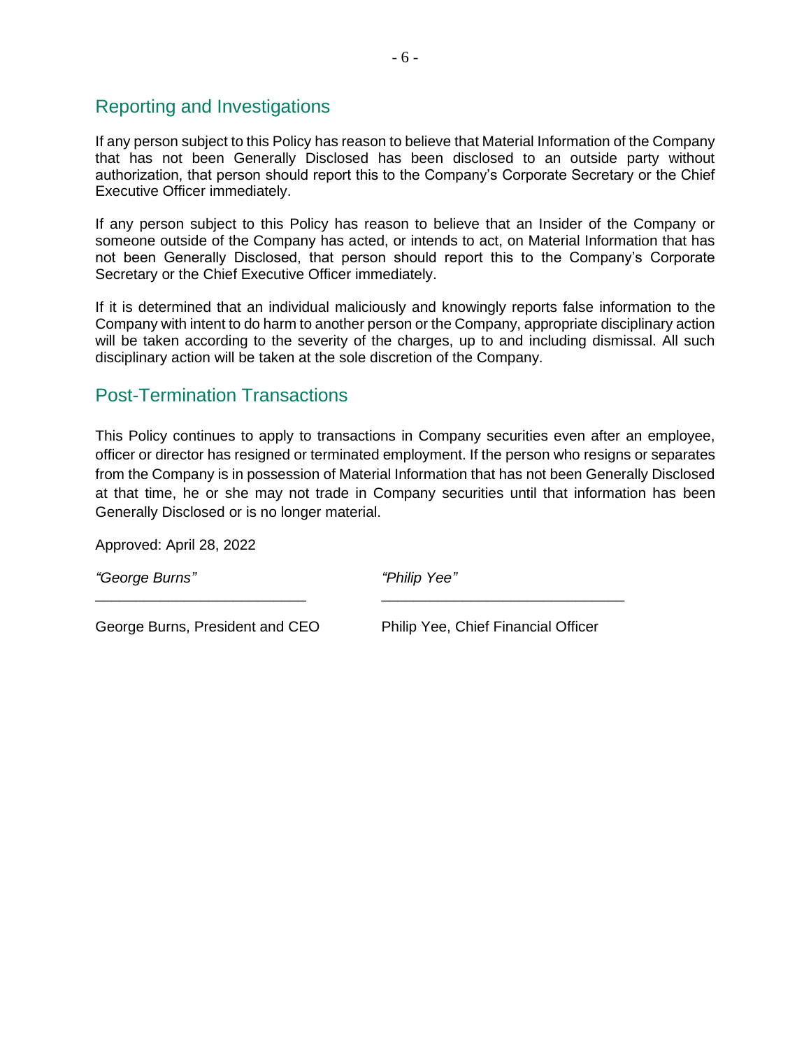## Reporting and Investigations

If any person subject to this Policy has reason to believe that Material Information of the Company that has not been Generally Disclosed has been disclosed to an outside party without authorization, that person should report this to the Company's Corporate Secretary or the Chief Executive Officer immediately.

If any person subject to this Policy has reason to believe that an Insider of the Company or someone outside of the Company has acted, or intends to act, on Material Information that has not been Generally Disclosed, that person should report this to the Company's Corporate Secretary or the Chief Executive Officer immediately.

If it is determined that an individual maliciously and knowingly reports false information to the Company with intent to do harm to another person or the Company, appropriate disciplinary action will be taken according to the severity of the charges, up to and including dismissal. All such disciplinary action will be taken at the sole discretion of the Company.

## Post-Termination Transactions

This Policy continues to apply to transactions in Company securities even after an employee, officer or director has resigned or terminated employment. If the person who resigns or separates from the Company is in possession of Material Information that has not been Generally Disclosed at that time, he or she may not trade in Company securities until that information has been Generally Disclosed or is no longer material.

Approved: April 28, 2022

*"George Burns"*
\_\_\_\_\_\_\_\_\_\_\_\_\_\_\_\_\_\_\_\_\_\_\_\_\_\_
George Burns, President and CEO

*"Philip Yee"*
\_\_\_\_\_\_\_\_\_\_\_\_\_\_\_\_\_\_\_\_\_\_\_\_\_\_
Philip Yee, Chief Financial Officer